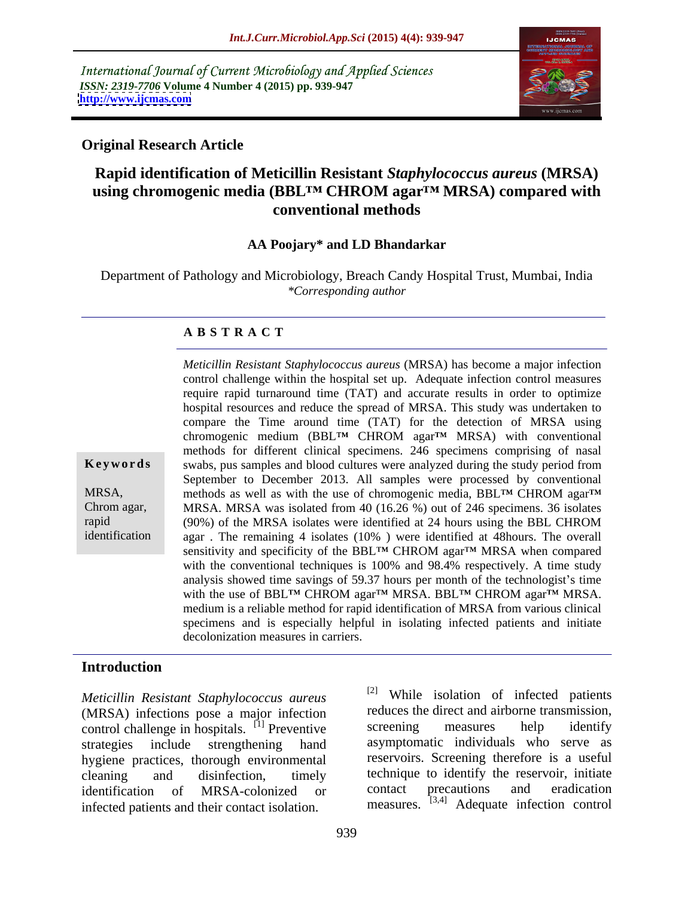International Journal of Current Microbiology and Applied Sciences
*ISSN: 2319-7706* **Volume 4 Number 4 (2015) pp. 939-947**
**http://www.ijcmas.com**

**Original Research Article**

# Rapid identification of Meticillin Resistant *Staphylococcus aureus* (MRSA) using chromogenic media (BBL™ CHROM agar™ MRSA) compared with conventional methods

**AA Poojary\* and LD Bhandarkar**

Department of Pathology and Microbiology, Breach Candy Hospital Trust, Mumbai, India
*\*Corresponding author*

## ABSTRACT

**Keywords**

MRSA, Chrom agar, rapid identification

*Meticillin Resistant Staphylococcus aureus* (MRSA) has become a major infection control challenge within the hospital set up. Adequate infection control measures require rapid turnaround time (TAT) and accurate results in order to optimize hospital resources and reduce the spread of MRSA. This study was undertaken to compare the Time around time (TAT) for the detection of MRSA using chromogenic medium (BBL™ CHROM agar™ MRSA) with conventional methods for different clinical specimens. 246 specimens comprising of nasal swabs, pus samples and blood cultures were analyzed during the study period from September to December 2013. All samples were processed by conventional methods as well as with the use of chromogenic media, BBL™ CHROM agar™ MRSA. MRSA was isolated from 40 (16.26 %) out of 246 specimens. 36 isolates (90%) of the MRSA isolates were identified at 24 hours using the BBL CHROM agar . The remaining 4 isolates (10% ) were identified at 48hours. The overall sensitivity and specificity of the BBL™ CHROM agar™ MRSA when compared with the conventional techniques is 100% and 98.4% respectively. A time study analysis showed time savings of 59.37 hours per month of the technologist's time with the use of BBL™ CHROM agar™ MRSA. BBL™ CHROM agar™ MRSA. medium is a reliable method for rapid identification of MRSA from various clinical specimens and is especially helpful in isolating infected patients and initiate decolonization measures in carriers.

## Introduction

*Meticillin Resistant Staphylococcus aureus* (MRSA) infections pose a major infection control challenge in hospitals. [1] Preventive strategies include strengthening hand hygiene practices, thorough environmental cleaning and disinfection, timely identification of MRSA-colonized or infected patients and their contact isolation. [2] While isolation of infected patients reduces the direct and airborne transmission, screening measures help identify asymptomatic individuals who serve as reservoirs. Screening therefore is a useful technique to identify the reservoir, initiate contact precautions and eradication measures. [3,4] Adequate infection control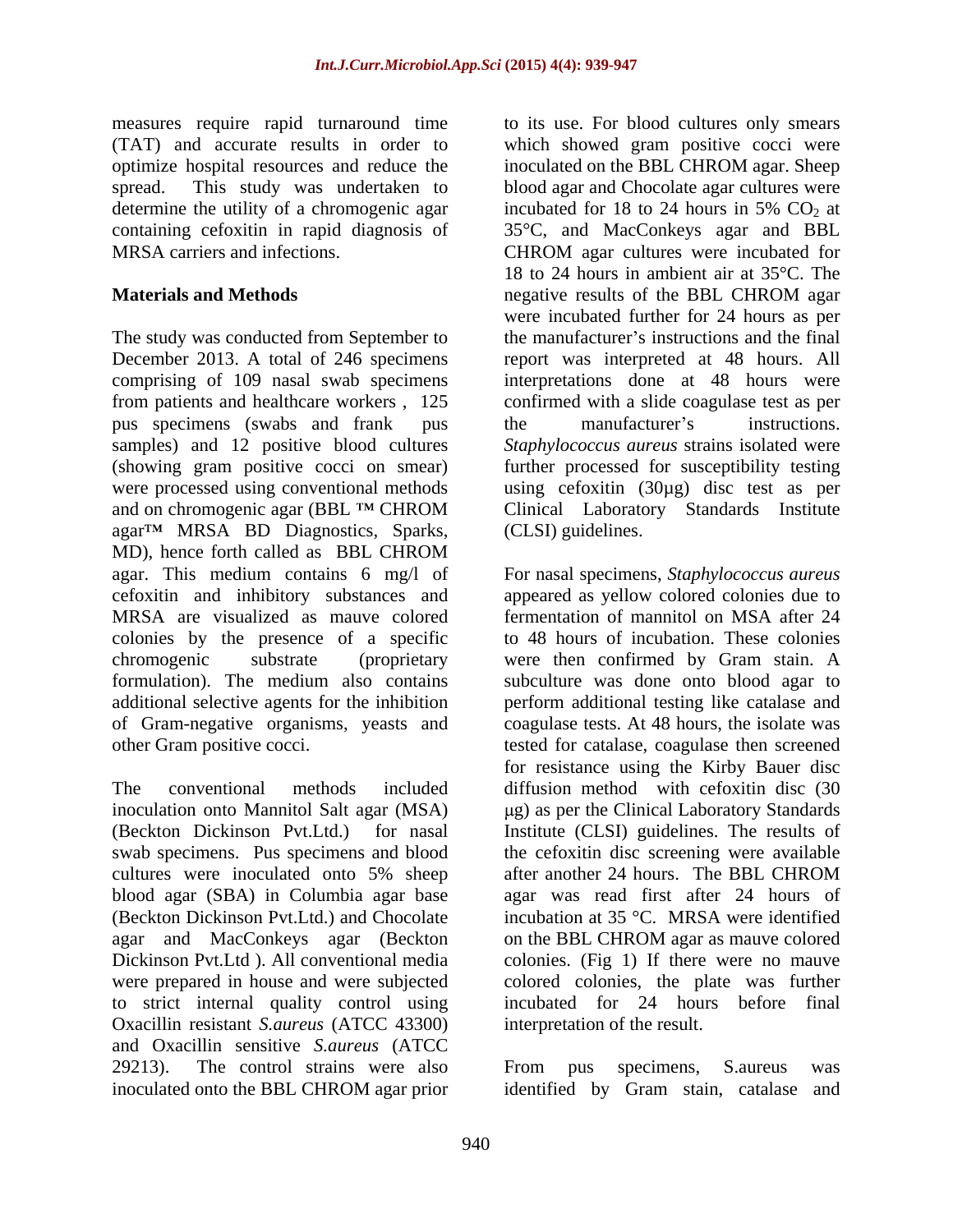measures require rapid turnaround time (TAT) and accurate results in order to optimize hospital resources and reduce the spread. This study was undertaken to determine the utility of a chromogenic agar containing cefoxitin in rapid diagnosis of MRSA carriers and infections.

## Materials and Methods

The study was conducted from September to December 2013. A total of 246 specimens comprising of 109 nasal swab specimens from patients and healthcare workers , 125 pus specimens (swabs and frank pus samples) and 12 positive blood cultures (showing gram positive cocci on smear) were processed using conventional methods and on chromogenic agar (BBL ™ CHROM agar™ MRSA BD Diagnostics, Sparks, MD), hence forth called as BBL CHROM agar. This medium contains 6 mg/l of cefoxitin and inhibitory substances and MRSA are visualized as mauve colored colonies by the presence of a specific chromogenic substrate (proprietary formulation). The medium also contains additional selective agents for the inhibition of Gram-negative organisms, yeasts and other Gram positive cocci.

The conventional methods included inoculation onto Mannitol Salt agar (MSA) (Beckton Dickinson Pvt.Ltd.) for nasal swab specimens. Pus specimens and blood cultures were inoculated onto 5% sheep blood agar (SBA) in Columbia agar base (Beckton Dickinson Pvt.Ltd.) and Chocolate agar and MacConkeys agar (Beckton Dickinson Pvt.Ltd ). All conventional media were prepared in house and were subjected to strict internal quality control using Oxacillin resistant *S.aureus* (ATCC 43300) and Oxacillin sensitive *S.aureus* (ATCC 29213). The control strains were also inoculated onto the BBL CHROM agar prior to its use. For blood cultures only smears which showed gram positive cocci were inoculated on the BBL CHROM agar. Sheep blood agar and Chocolate agar cultures were incubated for 18 to 24 hours in 5% $CO_2$ at 35°C, and MacConkeys agar and BBL CHROM agar cultures were incubated for 18 to 24 hours in ambient air at 35°C. The negative results of the BBL CHROM agar were incubated further for 24 hours as per the manufacturer's instructions and the final report was interpreted at 48 hours. All interpretations done at 48 hours were confirmed with a slide coagulase test as per the manufacturer's instructions. *Staphylococcus aureus* strains isolated were further processed for susceptibility testing using cefoxitin (30µg) disc test as per Clinical Laboratory Standards Institute (CLSI) guidelines.

For nasal specimens, *Staphylococcus aureus* appeared as yellow colored colonies due to fermentation of mannitol on MSA after 24 to 48 hours of incubation. These colonies were then confirmed by Gram stain. A subculture was done onto blood agar to perform additional testing like catalase and coagulase tests. At 48 hours, the isolate was tested for catalase, coagulase then screened for resistance using the Kirby Bauer disc diffusion method with cefoxitin disc (30 µg) as per the Clinical Laboratory Standards Institute (CLSI) guidelines. The results of the cefoxitin disc screening were available after another 24 hours. The BBL CHROM agar was read first after 24 hours of incubation at 35 °C. MRSA were identified on the BBL CHROM agar as mauve colored colonies. (Fig 1) If there were no mauve colored colonies, the plate was further incubated for 24 hours before final interpretation of the result.

From pus specimens, S.aureus was identified by Gram stain, catalase and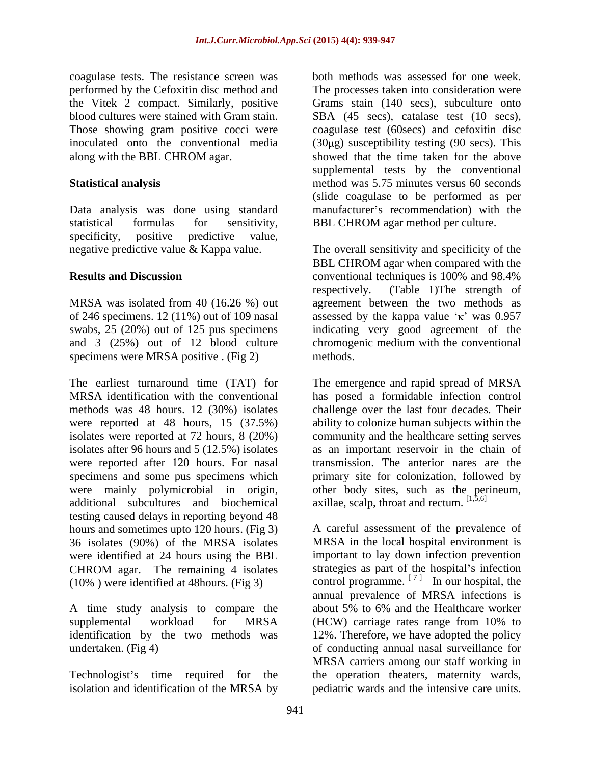coagulase tests. The resistance screen was performed by the Cefoxitin disc method and the Vitek 2 compact. Similarly, positive blood cultures were stained with Gram stain. Those showing gram positive cocci were inoculated onto the conventional media along with the BBL CHROM agar.

## Statistical analysis

Data analysis was done using standard statistical formulas for sensitivity, specificity, positive predictive value, negative predictive value & Kappa value.

## Results and Discussion

MRSA was isolated from 40 (16.26 %) out of 246 specimens. 12 (11%) out of 109 nasal swabs, 25 (20%) out of 125 pus specimens and 3 (25%) out of 12 blood culture specimens were MRSA positive . (Fig 2)

The earliest turnaround time (TAT) for MRSA identification with the conventional methods was 48 hours. 12 (30%) isolates were reported at 48 hours, 15 (37.5%) isolates were reported at 72 hours, 8 (20%) isolates after 96 hours and 5 (12.5%) isolates were reported after 120 hours. For nasal specimens and some pus specimens which were mainly polymicrobial in origin, additional subcultures and biochemical testing caused delays in reporting beyond 48 hours and sometimes upto 120 hours. (Fig 3) 36 isolates (90%) of the MRSA isolates were identified at 24 hours using the BBL CHROM agar. The remaining 4 isolates (10% ) were identified at 48hours. (Fig 3)

A time study analysis to compare the supplemental workload for MRSA identification by the two methods was undertaken. (Fig 4)

Technologist's time required for the isolation and identification of the MRSA by both methods was assessed for one week. The processes taken into consideration were Grams stain (140 secs), subculture onto SBA (45 secs), catalase test (10 secs), coagulase test (60secs) and cefoxitin disc (30μg) susceptibility testing (90 secs). This showed that the time taken for the above supplemental tests by the conventional method was 5.75 minutes versus 60 seconds (slide coagulase to be performed as per manufacturer's recommendation) with the BBL CHROM agar method per culture.

The overall sensitivity and specificity of the BBL CHROM agar when compared with the conventional techniques is 100% and 98.4% respectively. (Table 1)The strength of agreement between the two methods as assessed by the kappa value '$\kappa$' was 0.957 indicating very good agreement of the chromogenic medium with the conventional methods.

The emergence and rapid spread of MRSA has posed a formidable infection control challenge over the last four decades. Their ability to colonize human subjects within the community and the healthcare setting serves as an important reservoir in the chain of transmission. The anterior nares are the primary site for colonization, followed by other body sites, such as the perineum, axillae, scalp, throat and rectum. [1,5,6]

A careful assessment of the prevalence of MRSA in the local hospital environment is important to lay down infection prevention strategies as part of the hospital's infection control programme. [7] In our hospital, the annual prevalence of MRSA infections is about 5% to 6% and the Healthcare worker (HCW) carriage rates range from 10% to 12%. Therefore, we have adopted the policy of conducting annual nasal surveillance for MRSA carriers among our staff working in the operation theaters, maternity wards, pediatric wards and the intensive care units.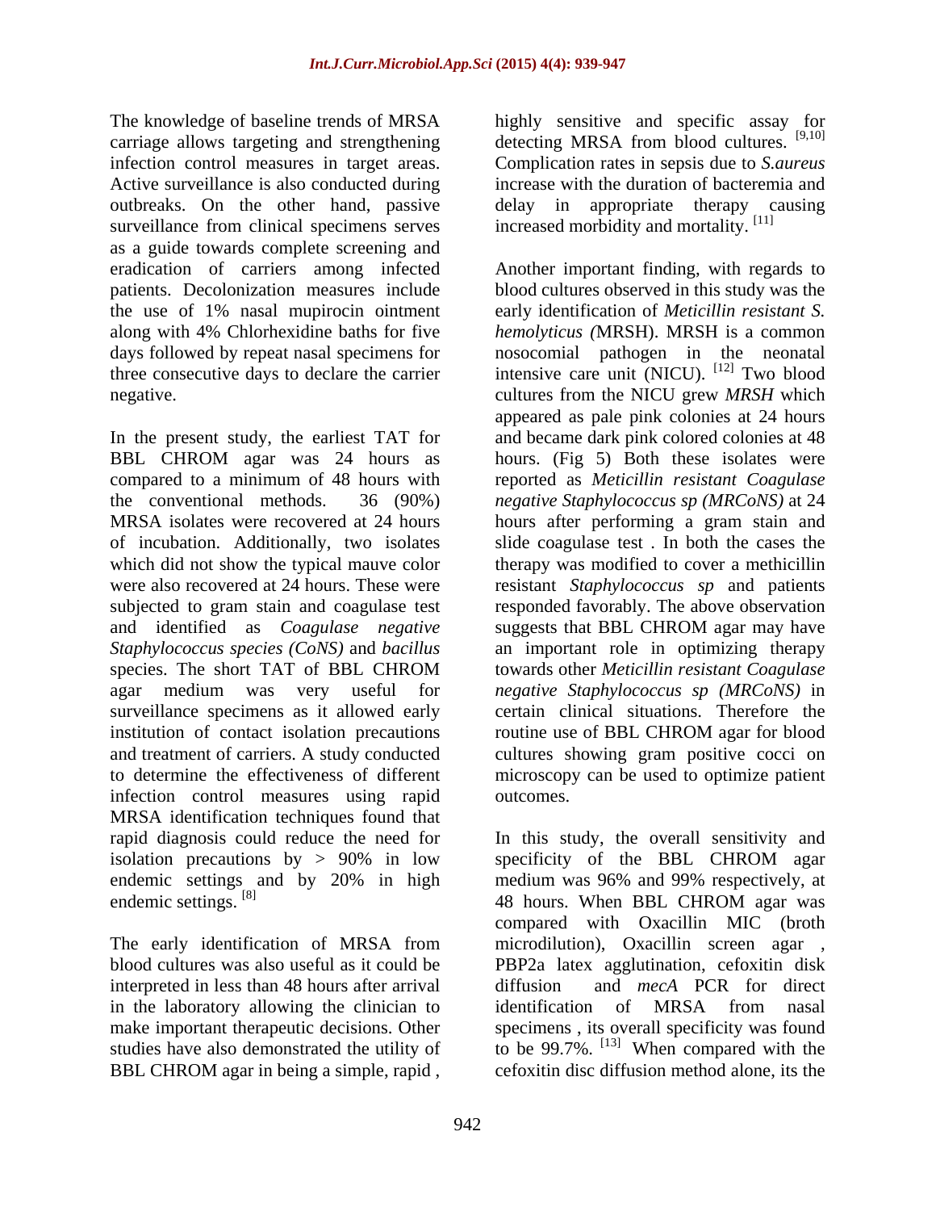The knowledge of baseline trends of MRSA carriage allows targeting and strengthening infection control measures in target areas. Active surveillance is also conducted during outbreaks. On the other hand, passive surveillance from clinical specimens serves as a guide towards complete screening and eradication of carriers among infected patients. Decolonization measures include the use of 1% nasal mupirocin ointment along with 4% Chlorhexidine baths for five days followed by repeat nasal specimens for three consecutive days to declare the carrier negative.

In the present study, the earliest TAT for BBL CHROM agar was 24 hours as compared to a minimum of 48 hours with the conventional methods. 36 (90%) MRSA isolates were recovered at 24 hours of incubation. Additionally, two isolates which did not show the typical mauve color were also recovered at 24 hours. These were subjected to gram stain and coagulase test and identified as *Coagulase negative Staphylococcus species (CoNS)* and *bacillus* species. The short TAT of BBL CHROM agar medium was very useful for surveillance specimens as it allowed early institution of contact isolation precautions and treatment of carriers. A study conducted to determine the effectiveness of different infection control measures using rapid MRSA identification techniques found that rapid diagnosis could reduce the need for isolation precautions by > 90% in low endemic settings and by 20% in high endemic settings. [8]

The early identification of MRSA from blood cultures was also useful as it could be interpreted in less than 48 hours after arrival in the laboratory allowing the clinician to make important therapeutic decisions. Other studies have also demonstrated the utility of BBL CHROM agar in being a simple, rapid , highly sensitive and specific assay for detecting MRSA from blood cultures. [9,10] Complication rates in sepsis due to *S.aureus* increase with the duration of bacteremia and delay in appropriate therapy causing increased morbidity and mortality. [11]

Another important finding, with regards to blood cultures observed in this study was the early identification of *Meticillin resistant S. hemolyticus (*MRSH). MRSH is a common nosocomial pathogen in the neonatal intensive care unit (NICU). [12] Two blood cultures from the NICU grew *MRSH* which appeared as pale pink colonies at 24 hours and became dark pink colored colonies at 48 hours. (Fig 5) Both these isolates were reported as *Meticillin resistant Coagulase negative Staphylococcus sp (MRCoNS)* at 24 hours after performing a gram stain and slide coagulase test . In both the cases the therapy was modified to cover a methicillin resistant *Staphylococcus sp* and patients responded favorably. The above observation suggests that BBL CHROM agar may have an important role in optimizing therapy towards other *Meticillin resistant Coagulase negative Staphylococcus sp (MRCoNS)* in certain clinical situations. Therefore the routine use of BBL CHROM agar for blood cultures showing gram positive cocci on microscopy can be used to optimize patient outcomes.

In this study, the overall sensitivity and specificity of the BBL CHROM agar medium was 96% and 99% respectively, at 48 hours. When BBL CHROM agar was compared with Oxacillin MIC (broth microdilution), Oxacillin screen agar , PBP2a latex agglutination, cefoxitin disk diffusion and *mecA* PCR for direct identification of MRSA from nasal specimens , its overall specificity was found to be 99.7%. [13] When compared with the cefoxitin disc diffusion method alone, its the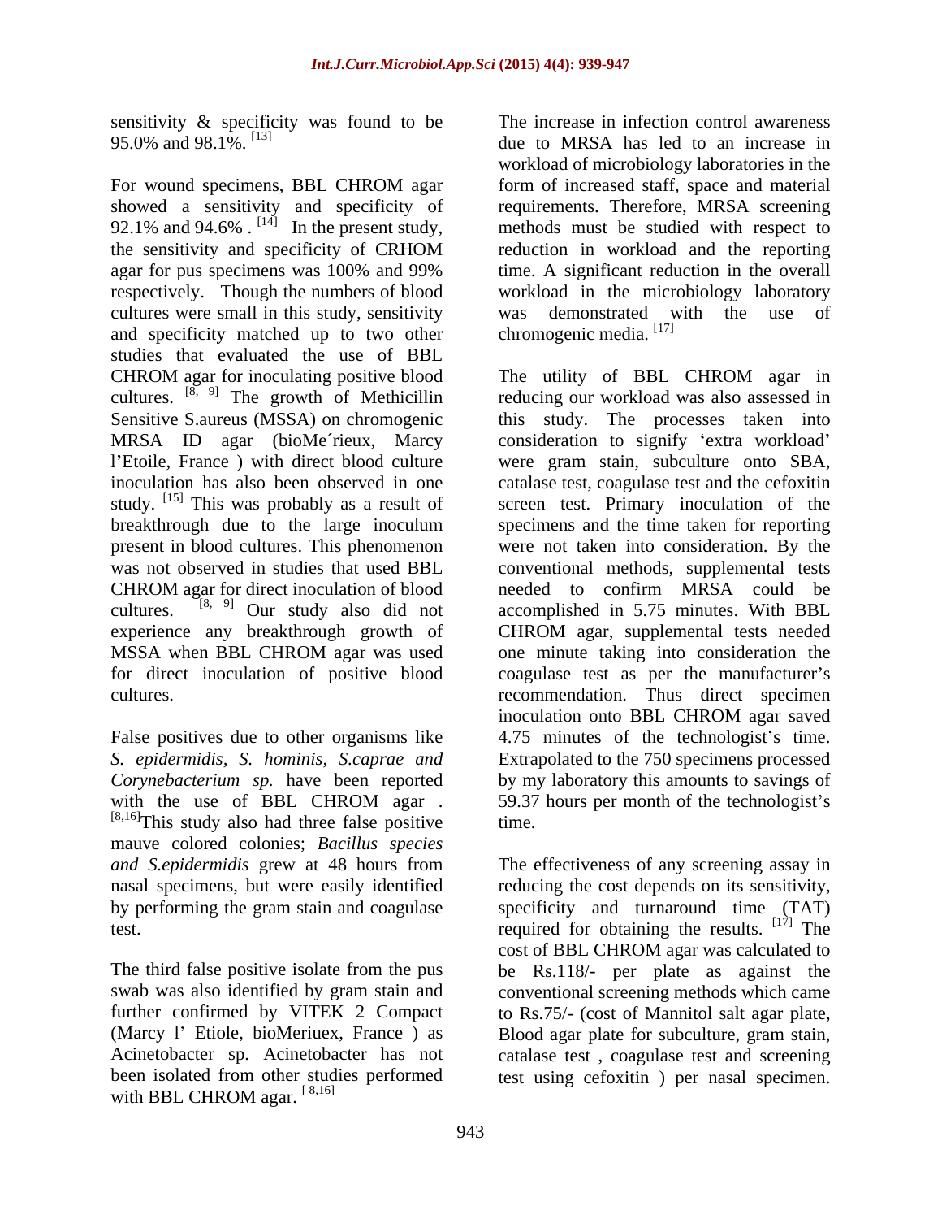sensitivity & specificity was found to be 95.0% and 98.1%. [13]

For wound specimens, BBL CHROM agar showed a sensitivity and specificity of 92.1% and 94.6% . [14] In the present study, the sensitivity and specificity of CRHOM agar for pus specimens was 100% and 99% respectively. Though the numbers of blood cultures were small in this study, sensitivity and specificity matched up to two other studies that evaluated the use of BBL CHROM agar for inoculating positive blood cultures. [8, 9] The growth of Methicillin Sensitive S.aureus (MSSA) on chromogenic MRSA ID agar (bioMe´rieux, Marcy l'Etoile, France ) with direct blood culture inoculation has also been observed in one study. [15] This was probably as a result of breakthrough due to the large inoculum present in blood cultures. This phenomenon was not observed in studies that used BBL CHROM agar for direct inoculation of blood cultures. [8, 9] Our study also did not experience any breakthrough growth of MSSA when BBL CHROM agar was used for direct inoculation of positive blood cultures.

False positives due to other organisms like *S. epidermidis, S. hominis, S.caprae and Corynebacterium sp.* have been reported with the use of BBL CHROM agar . [8,16]This study also had three false positive mauve colored colonies; *Bacillus species and S.epidermidis* grew at 48 hours from nasal specimens, but were easily identified by performing the gram stain and coagulase test.

The third false positive isolate from the pus swab was also identified by gram stain and further confirmed by VITEK 2 Compact (Marcy l' Etiole, bioMeriuex, France ) as Acinetobacter sp. Acinetobacter has not been isolated from other studies performed with BBL CHROM agar. [8,16]

The increase in infection control awareness due to MRSA has led to an increase in workload of microbiology laboratories in the form of increased staff, space and material requirements. Therefore, MRSA screening methods must be studied with respect to reduction in workload and the reporting time. A significant reduction in the overall workload in the microbiology laboratory was demonstrated with the use of chromogenic media. [17]

The utility of BBL CHROM agar in reducing our workload was also assessed in this study. The processes taken into consideration to signify 'extra workload' were gram stain, subculture onto SBA, catalase test, coagulase test and the cefoxitin screen test. Primary inoculation of the specimens and the time taken for reporting were not taken into consideration. By the conventional methods, supplemental tests needed to confirm MRSA could be accomplished in 5.75 minutes. With BBL CHROM agar, supplemental tests needed one minute taking into consideration the coagulase test as per the manufacturer's recommendation. Thus direct specimen inoculation onto BBL CHROM agar saved 4.75 minutes of the technologist's time. Extrapolated to the 750 specimens processed by my laboratory this amounts to savings of 59.37 hours per month of the technologist's time.

The effectiveness of any screening assay in reducing the cost depends on its sensitivity, specificity and turnaround time (TAT) required for obtaining the results. [17] The cost of BBL CHROM agar was calculated to be Rs.118/- per plate as against the conventional screening methods which came to Rs.75/- (cost of Mannitol salt agar plate, Blood agar plate for subculture, gram stain, catalase test , coagulase test and screening test using cefoxitin ) per nasal specimen.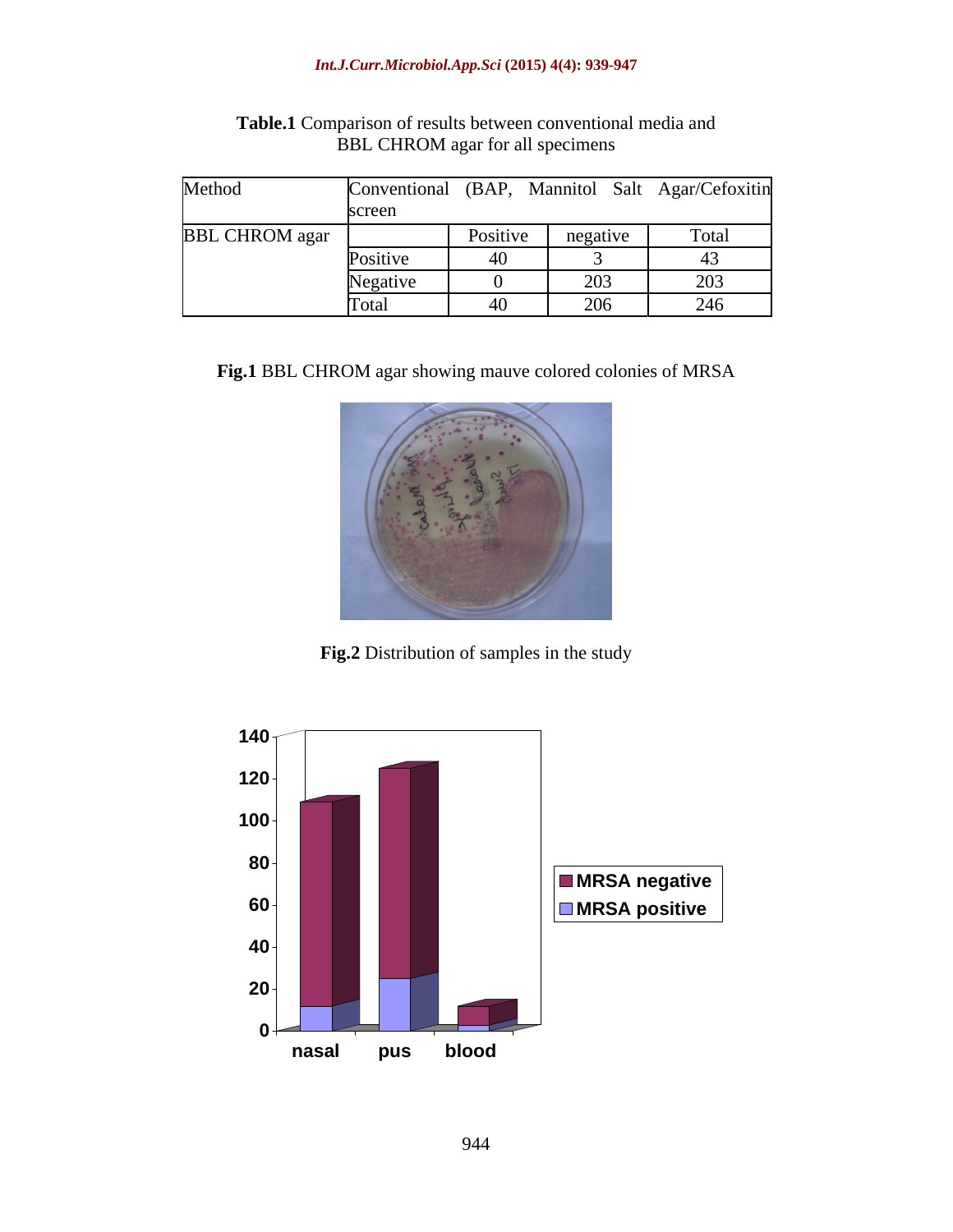**Table.1** Comparison of results between conventional media and BBL CHROM agar for all specimens

| Method | Conventional (BAP, Mannitol Salt Agar/Cefoxitin screen | | | |
|---|---|---|---|---|
| BBL CHROM agar | | Positive | negative | Total |
| | Positive | 40 | 3 | 43 |
| | Negative | 0 | 203 | 203 |
| | Total | 40 | 206 | 246 |

**Fig.1** BBL CHROM agar showing mauve colored colonies of MRSA

**Fig.2** Distribution of samples in the study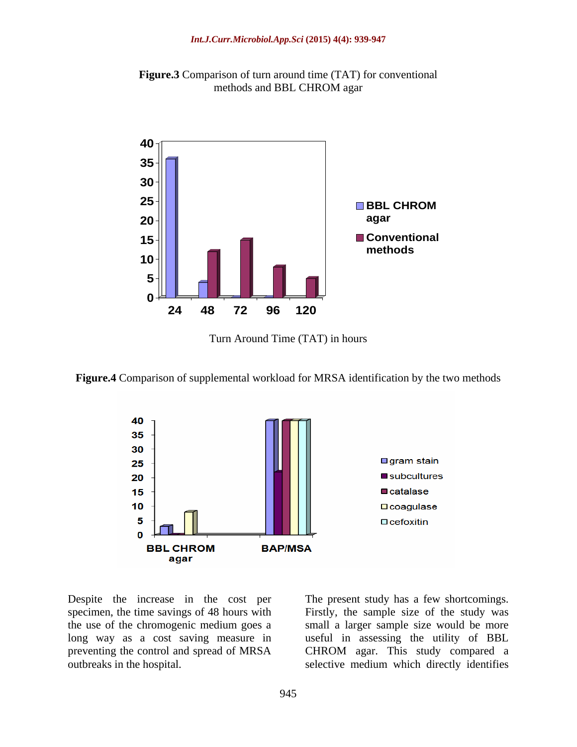**Figure.3** Comparison of turn around time (TAT) for conventional methods and BBL CHROM agar

Turn Around Time (TAT) in hours

**Figure.4** Comparison of supplemental workload for MRSA identification by the two methods

Despite the increase in the cost per specimen, the time savings of 48 hours with the use of the chromogenic medium goes a long way as a cost saving measure in preventing the control and spread of MRSA outbreaks in the hospital.

The present study has a few shortcomings. Firstly, the sample size of the study was small a larger sample size would be more useful in assessing the utility of BBL CHROM agar. This study compared a selective medium which directly identifies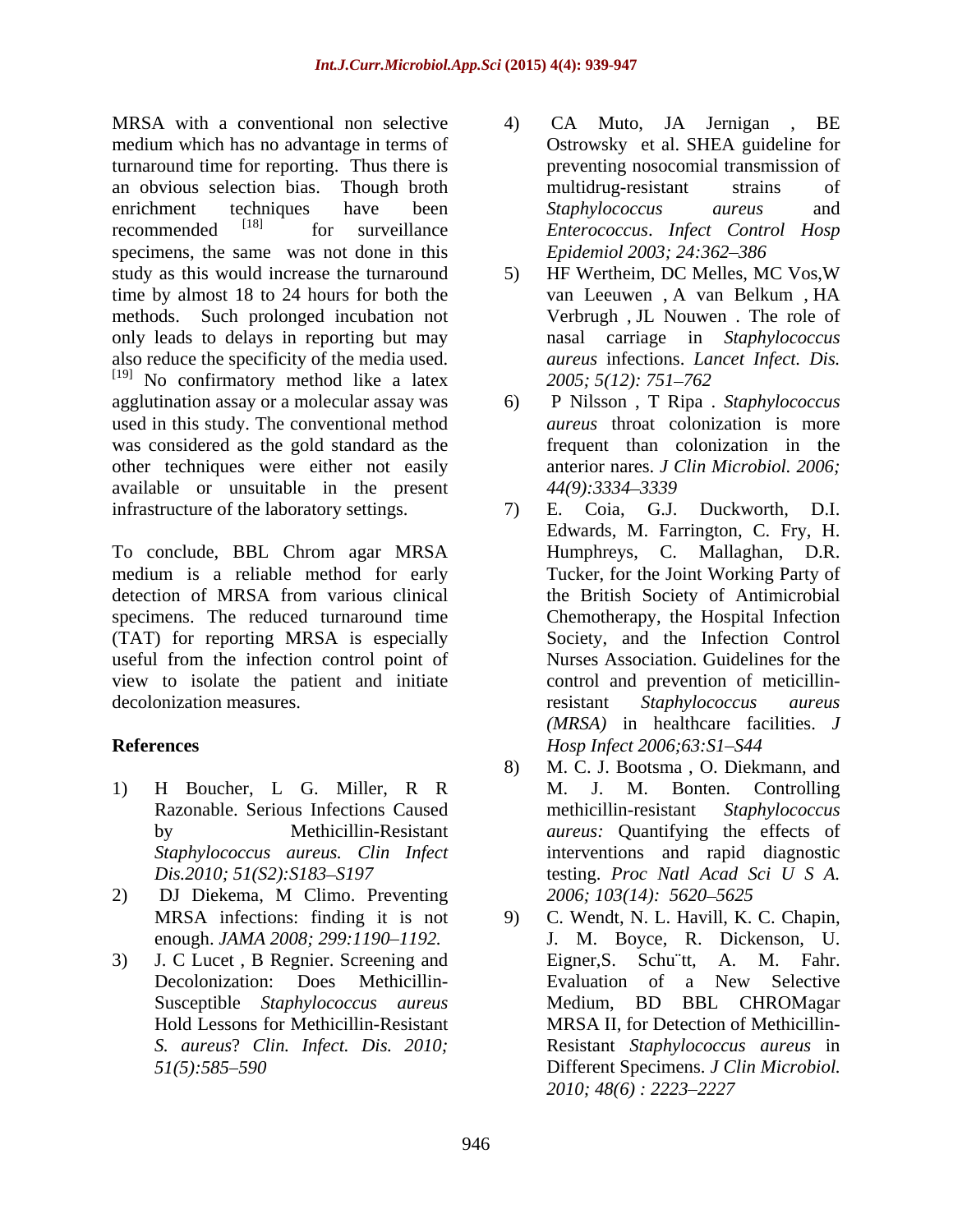MRSA with a conventional non selective medium which has no advantage in terms of turnaround time for reporting. Thus there is an obvious selection bias. Though broth enrichment techniques have been recommended [18] for surveillance specimens, the same was not done in this study as this would increase the turnaround time by almost 18 to 24 hours for both the methods. Such prolonged incubation not only leads to delays in reporting but may also reduce the specificity of the media used. [19] No confirmatory method like a latex agglutination assay or a molecular assay was used in this study. The conventional method was considered as the gold standard as the other techniques were either not easily available or unsuitable in the present infrastructure of the laboratory settings.

To conclude, BBL Chrom agar MRSA medium is a reliable method for early detection of MRSA from various clinical specimens. The reduced turnaround time (TAT) for reporting MRSA is especially useful from the infection control point of view to isolate the patient and initiate decolonization measures.

## References

1) H Boucher, L G. Miller, R R Razonable. Serious Infections Caused by Methicillin-Resistant *Staphylococcus aureus. Clin Infect Dis.2010; 51(S2):S183–S197*
2) DJ Diekema, M Climo. Preventing MRSA infections: finding it is not enough. *JAMA 2008; 299:1190–1192.*
3) J. C Lucet , B Regnier. Screening and Decolonization: Does Methicillin-Susceptible *Staphylococcus aureus* Hold Lessons for Methicillin-Resistant *S. aureus*? *Clin. Infect. Dis. 2010; 51(5):585–590*
4) CA Muto, JA Jernigan , BE Ostrowsky et al. SHEA guideline for preventing nosocomial transmission of multidrug-resistant strains of *Staphylococcus aureus* and *Enterococcus*. *Infect Control Hosp Epidemiol 2003; 24:362–386*
5) HF Wertheim, DC Melles, MC Vos,W van Leeuwen , A van Belkum , HA Verbrugh , JL Nouwen . The role of nasal carriage in *Staphylococcus aureus* infections. *Lancet Infect. Dis. 2005; 5(12): 751–762*
6) P Nilsson , T Ripa . *Staphylococcus aureus* throat colonization is more frequent than colonization in the anterior nares. *J Clin Microbiol. 2006; 44(9):3334–3339*
7) E. Coia, G.J. Duckworth, D.I. Edwards, M. Farrington, C. Fry, H. Humphreys, C. Mallaghan, D.R. Tucker, for the Joint Working Party of the British Society of Antimicrobial Chemotherapy, the Hospital Infection Society, and the Infection Control Nurses Association. Guidelines for the control and prevention of meticillin-resistant *Staphylococcus aureus (MRSA)* in healthcare facilities. *J Hosp Infect 2006;63:S1–S44*
8) M. C. J. Bootsma , O. Diekmann, and M. J. M. Bonten. Controlling methicillin-resistant *Staphylococcus aureus:* Quantifying the effects of interventions and rapid diagnostic testing. *Proc Natl Acad Sci U S A. 2006; 103(14): 5620–5625*
9) C. Wendt, N. L. Havill, K. C. Chapin, J. M. Boyce, R. Dickenson, U. Eigner,S. Schu¨tt, A. M. Fahr. Evaluation of a New Selective Medium, BD BBL CHROMagar MRSA II, for Detection of Methicillin-Resistant *Staphylococcus aureus* in Different Specimens. *J Clin Microbiol. 2010; 48(6) : 2223–2227*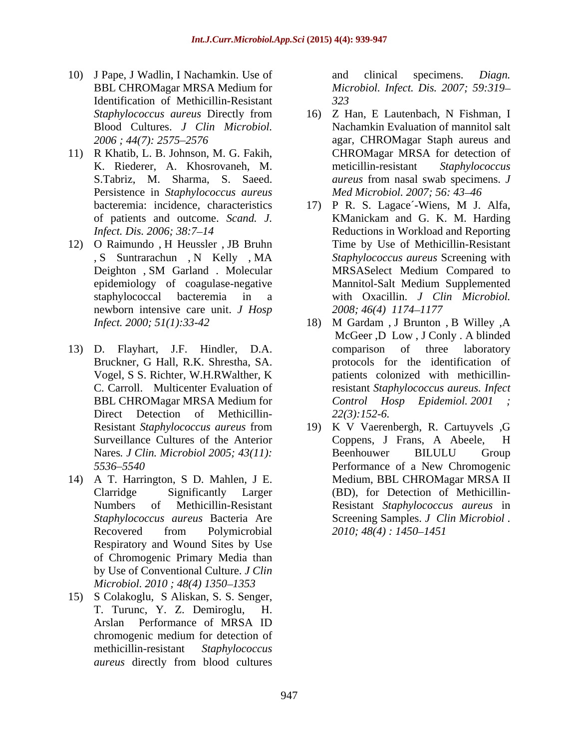10) J Pape, J Wadlin, I Nachamkin. Use of BBL CHROMagar MRSA Medium for Identification of Methicillin-Resistant *Staphylococcus aureus* Directly from Blood Cultures. *J Clin Microbiol. 2006 ; 44(7): 2575–2576*

11) R Khatib, L. B. Johnson, M. G. Fakih, K. Riederer, A. Khosrovaneh, M. S.Tabriz, M. Sharma, S. Saeed. Persistence in *Staphylococcus aureus* bacteremia: incidence, characteristics of patients and outcome. *Scand. J. Infect. Dis. 2006; 38:7–14*

12) O Raimundo , H Heussler , JB Bruhn , S Suntrarachun , N Kelly , MA Deighton , SM Garland . Molecular epidemiology of coagulase-negative staphylococcal bacteremia in a newborn intensive care unit. *J Hosp Infect. 2000; 51(1):33-42*

13) D. Flayhart, J.F. Hindler, D.A. Bruckner, G Hall, R.K. Shrestha, SA. Vogel, S S. Richter, W.H.RWalther, K C. Carroll. Multicenter Evaluation of BBL CHROMagar MRSA Medium for Direct Detection of Methicillin-Resistant *Staphylococcus aureus* from Surveillance Cultures of the Anterior Nares*. J Clin. Microbiol 2005; 43(11): 5536–5540*

14) A T. Harrington, S D. Mahlen, J E. Clarridge Significantly Larger Numbers of Methicillin-Resistant *Staphylococcus aureus* Bacteria Are Recovered from Polymicrobial Respiratory and Wound Sites by Use of Chromogenic Primary Media than by Use of Conventional Culture. *J Clin Microbiol. 2010 ; 48(4) 1350–1353*

15) S Colakoglu, S Aliskan, S. S. Senger, T. Turunc, Y. Z. Demiroglu, H. Arslan Performance of MRSA ID chromogenic medium for detection of methicillin-resistant *Staphylococcus aureus* directly from blood cultures and clinical specimens. *Diagn. Microbiol. Infect. Dis. 2007; 59:319–323*

16) Z Han, E Lautenbach, N Fishman, I Nachamkin Evaluation of mannitol salt agar, CHROMagar Staph aureus and CHROMagar MRSA for detection of meticillin-resistant *Staphylococcus aureus* from nasal swab specimens. *J Med Microbiol. 2007; 56: 43–46*

17) P R. S. Lagace´-Wiens, M J. Alfa, KManickam and G. K. M. Harding Reductions in Workload and Reporting Time by Use of Methicillin-Resistant *Staphylococcus aureus* Screening with MRSASelect Medium Compared to Mannitol-Salt Medium Supplemented with Oxacillin. *J Clin Microbiol. 2008; 46(4) 1174–1177*

18) M Gardam , J Brunton , B Willey ,A McGeer ,D Low , J Conly . A blinded comparison of three laboratory protocols for the identification of patients colonized with methicillin-resistant *Staphylococcus aureus. Infect Control Hosp Epidemiol. 2001 ; 22(3):152-6.*

19) K V Vaerenbergh, R. Cartuyvels ,G Coppens, J Frans, A Abeele, H Beenhouwer BILULU Group Performance of a New Chromogenic Medium, BBL CHROMagar MRSA II (BD), for Detection of Methicillin-Resistant *Staphylococcus aureus* in Screening Samples. *J Clin Microbiol . 2010; 48(4) : 1450–1451*